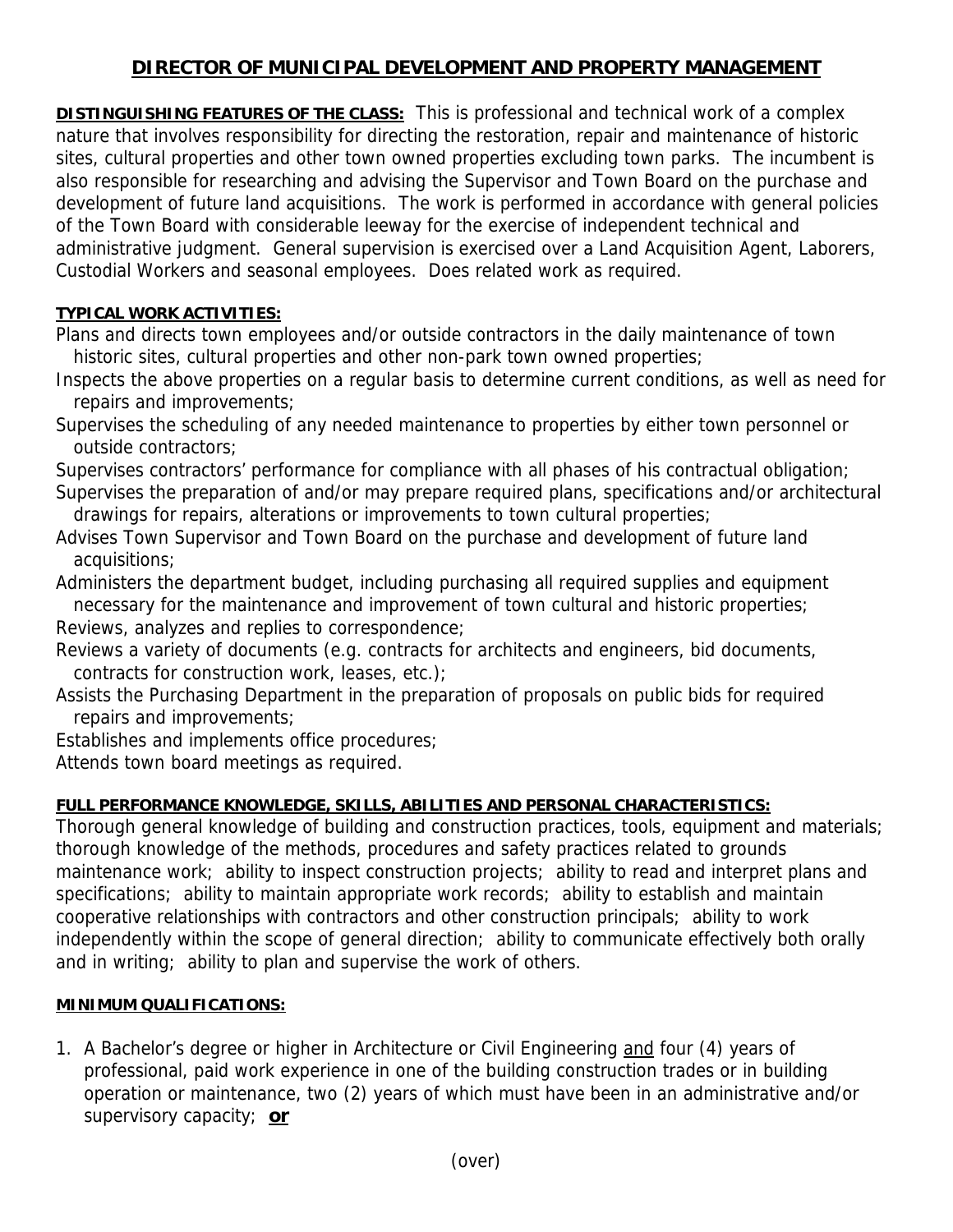# DIRECTOR OF MUNICIPAL DEVELOPMENT AND PROPERTY MANAGEMENT

**DISTINGUISHING FEATURES OF THE CLASS:** This is professional and technical work of a complex nature that involves responsibility for directing the restoration, repair and maintenance of historic sites, cultural properties and other town owned properties excluding town parks. The incumbent is also responsible for researching and advising the Supervisor and Town Board on the purchase and development of future land acquisitions. The work is performed in accordance with general policies of the Town Board with considerable leeway for the exercise of independent technical and administrative judgment. General supervision is exercised over a Land Acquisition Agent, Laborers, Custodial Workers and seasonal employees. Does related work as required.

**TYPICAL WORK ACTIVITIES:**

Plans and directs town employees and/or outside contractors in the daily maintenance of town historic sites, cultural properties and other non-park town owned properties;

Inspects the above properties on a regular basis to determine current conditions, as well as need for repairs and improvements;

Supervises the scheduling of any needed maintenance to properties by either town personnel or outside contractors;

Supervises contractors' performance for compliance with all phases of his contractual obligation;

Supervises the preparation of and/or may prepare required plans, specifications and/or architectural drawings for repairs, alterations or improvements to town cultural properties;

Advises Town Supervisor and Town Board on the purchase and development of future land acquisitions;

Administers the department budget, including purchasing all required supplies and equipment necessary for the maintenance and improvement of town cultural and historic properties;

Reviews, analyzes and replies to correspondence;

Reviews a variety of documents (e.g. contracts for architects and engineers, bid documents, contracts for construction work, leases, etc.);

Assists the Purchasing Department in the preparation of proposals on public bids for required repairs and improvements;

Establishes and implements office procedures;

Attends town board meetings as required.

**FULL PERFORMANCE KNOWLEDGE, SKILLS, ABILITIES AND PERSONAL CHARACTERISTICS:**

Thorough general knowledge of building and construction practices, tools, equipment and materials; thorough knowledge of the methods, procedures and safety practices related to grounds maintenance work; ability to inspect construction projects; ability to read and interpret plans and specifications; ability to maintain appropriate work records; ability to establish and maintain cooperative relationships with contractors and other construction principals; ability to work independently within the scope of general direction; ability to communicate effectively both orally and in writing; ability to plan and supervise the work of others.

**MINIMUM QUALIFICATIONS:**

1. A Bachelor's degree or higher in Architecture or Civil Engineering and four (4) years of professional, paid work experience in one of the building construction trades or in building operation or maintenance, two (2) years of which must have been in an administrative and/or supervisory capacity; **or**

(over)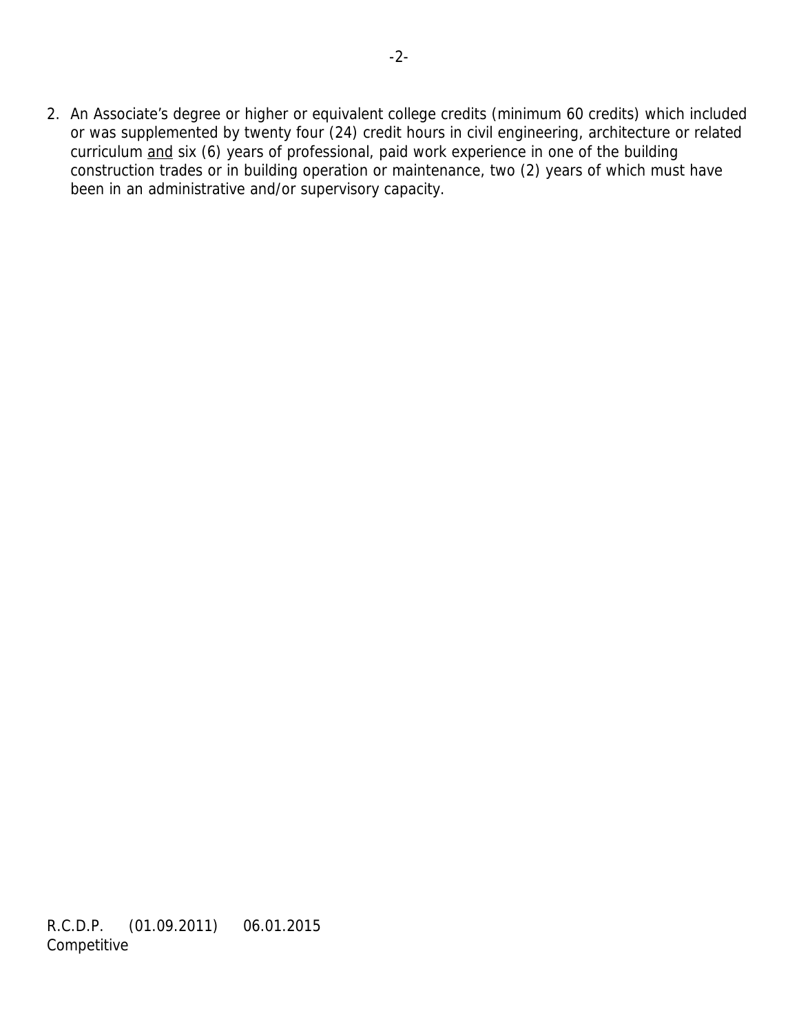2. An Associate's degree or higher or equivalent college credits (minimum 60 credits) which included or was supplemented by twenty four (24) credit hours in civil engineering, architecture or related curriculum <u>and</u> six (6) years of professional, paid work experience in one of the building construction trades or in building operation or maintenance, two (2) years of which must have been in an administrative and/or supervisory capacity.

R.C.D.P. (01.09.2011) 06.01.2015
Competitive